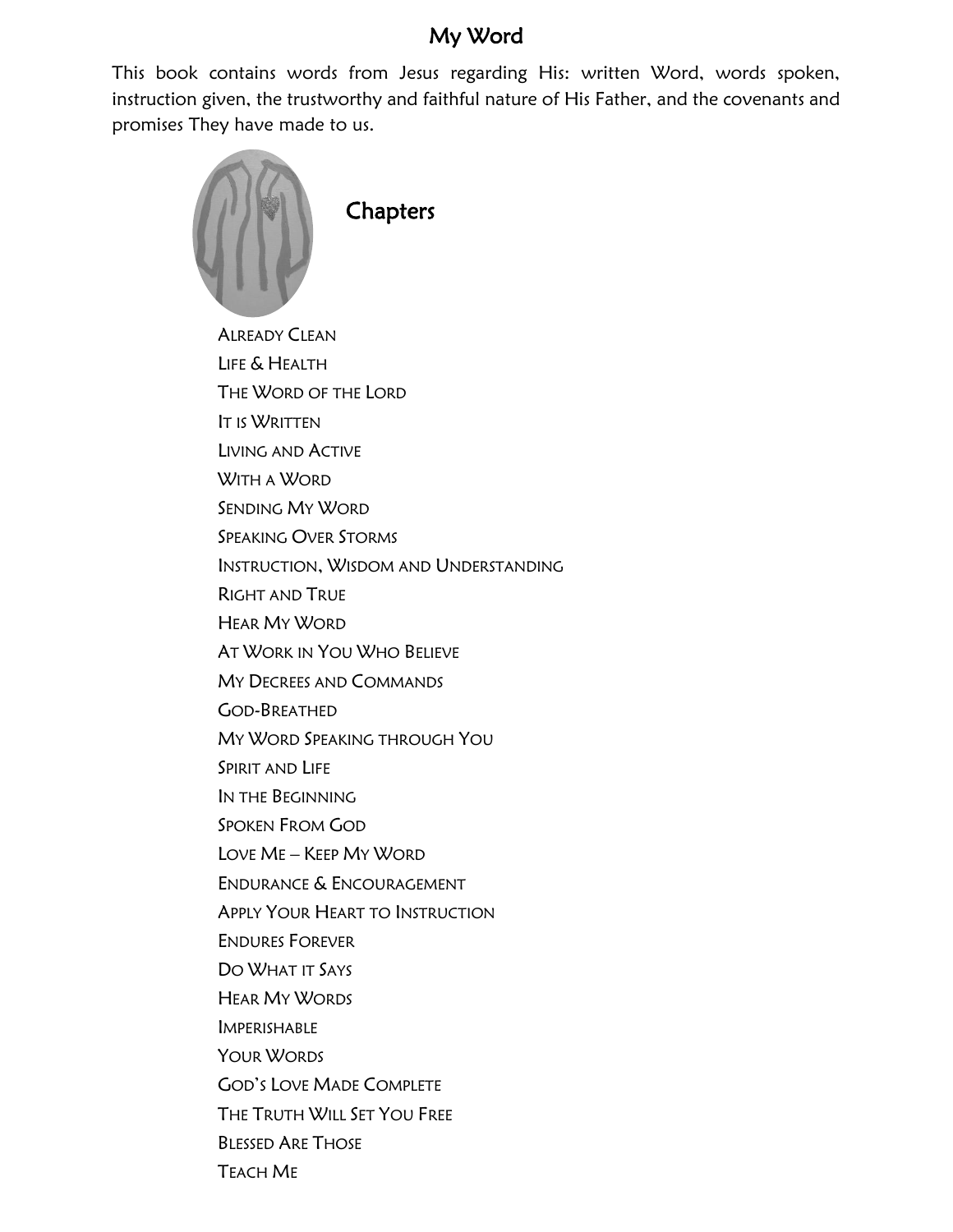# My Word

This book contains words from Jesus regarding His: written Word, words spoken, instruction given, the trustworthy and faithful nature of His Father, and the covenants and promises They have made to us.

## Chapters

- Already Clean
- Life & Health
- The Word of the Lord
- It is Written
- Living and Active
- With a Word
- Sending My Word
- Speaking Over Storms
- Instruction, Wisdom and Understanding
- Right and True
- Hear My Word
- At Work in You Who Believe
- My Decrees and Commands
- God-Breathed
- My Word Speaking through You
- Spirit and Life
- In the Beginning
- Spoken From God
- Love Me – Keep My Word
- Endurance & Encouragement
- Apply Your Heart to Instruction
- Endures Forever
- Do What it Says
- Hear My Words
- Imperishable
- Your Words
- God's Love Made Complete
- The Truth Will Set You Free
- Blessed Are Those
- Teach Me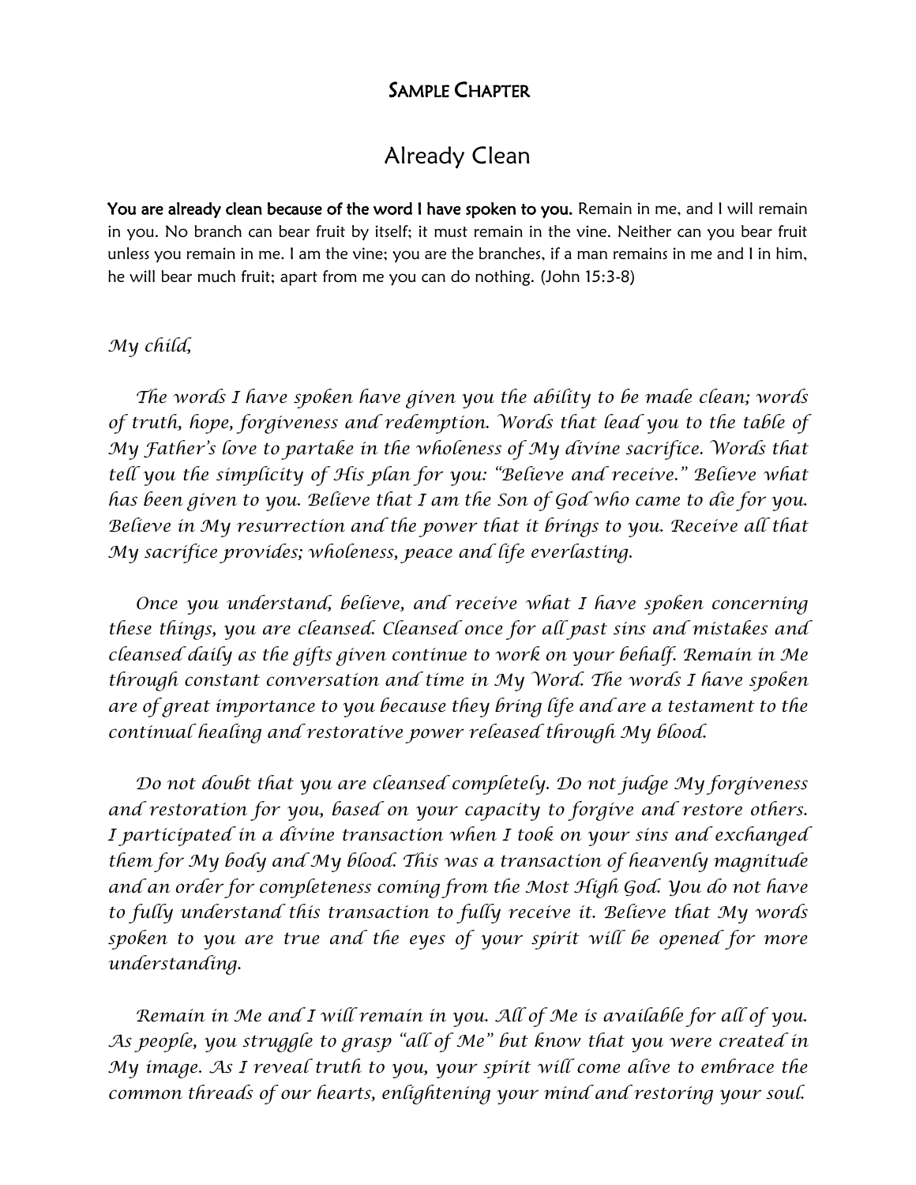## SAMPLE CHAPTER

# Already Clean

**You are already clean because of the word I have spoken to you.** Remain in me, and I will remain in you. No branch can bear fruit by itself; it must remain in the vine. Neither can you bear fruit unless you remain in me. I am the vine; you are the branches, if a man remains in me and I in him, he will bear much fruit; apart from me you can do nothing. (John 15:3-8)

*My child,*

*The words I have spoken have given you the ability to be made clean; words of truth, hope, forgiveness and redemption. Words that lead you to the table of My Father's love to partake in the wholeness of My divine sacrifice. Words that tell you the simplicity of His plan for you: "Believe and receive." Believe what has been given to you. Believe that I am the Son of God who came to die for you. Believe in My resurrection and the power that it brings to you. Receive all that My sacrifice provides; wholeness, peace and life everlasting.*

*Once you understand, believe, and receive what I have spoken concerning these things, you are cleansed. Cleansed once for all past sins and mistakes and cleansed daily as the gifts given continue to work on your behalf. Remain in Me through constant conversation and time in My Word. The words I have spoken are of great importance to you because they bring life and are a testament to the continual healing and restorative power released through My blood.*

*Do not doubt that you are cleansed completely. Do not judge My forgiveness and restoration for you, based on your capacity to forgive and restore others. I participated in a divine transaction when I took on your sins and exchanged them for My body and My blood. This was a transaction of heavenly magnitude and an order for completeness coming from the Most High God. You do not have to fully understand this transaction to fully receive it. Believe that My words spoken to you are true and the eyes of your spirit will be opened for more understanding.*

*Remain in Me and I will remain in you. All of Me is available for all of you. As people, you struggle to grasp "all of Me" but know that you were created in My image. As I reveal truth to you, your spirit will come alive to embrace the common threads of our hearts, enlightening your mind and restoring your soul.*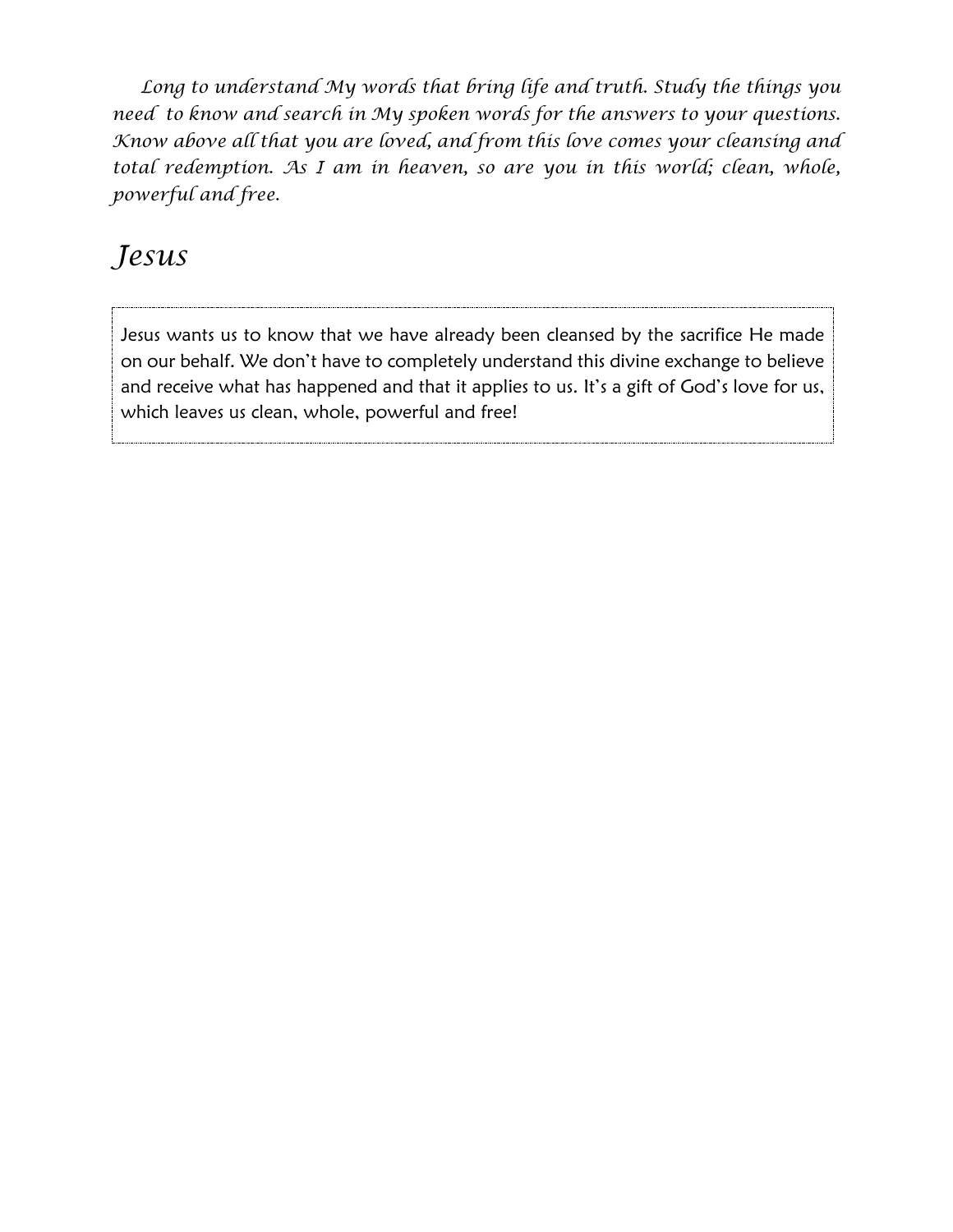*Long to understand My words that bring life and truth. Study the things you need to know and search in My spoken words for the answers to your questions. Know above all that you are loved, and from this love comes your cleansing and total redemption. As I am in heaven, so are you in this world; clean, whole, powerful and free.*

*Jesus*

Jesus wants us to know that we have already been cleansed by the sacrifice He made on our behalf. We don't have to completely understand this divine exchange to believe and receive what has happened and that it applies to us. It's a gift of God's love for us, which leaves us clean, whole, powerful and free!